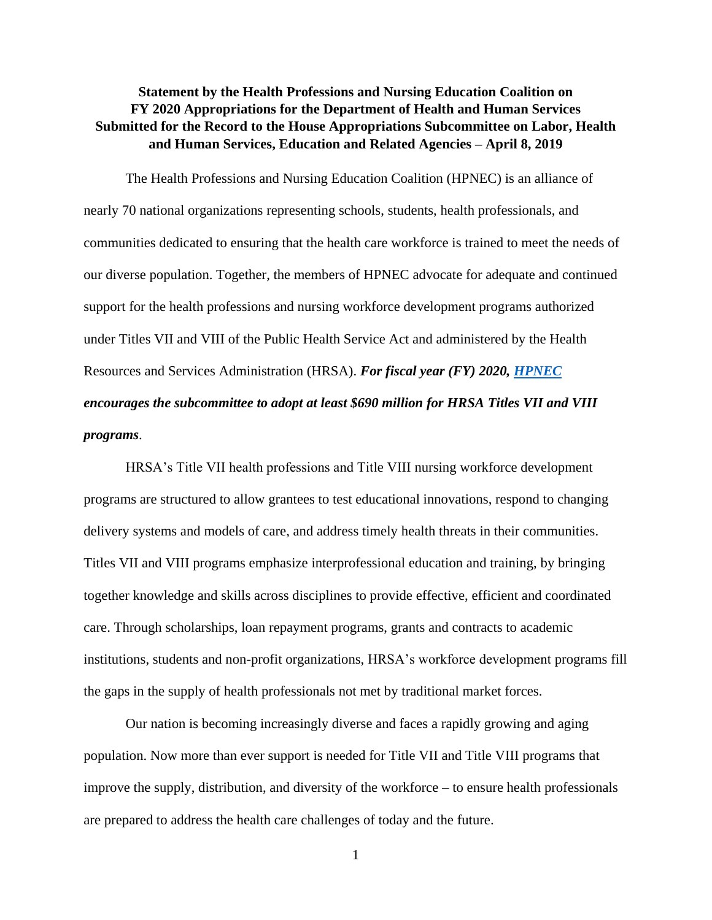**Statement by the Health Professions and Nursing Education Coalition on FY 2020 Appropriations for the Department of Health and Human Services Submitted for the Record to the House Appropriations Subcommittee on Labor, Health and Human Services, Education and Related Agencies – April 8, 2019**

The Health Professions and Nursing Education Coalition (HPNEC) is an alliance of nearly 70 national organizations representing schools, students, health professionals, and communities dedicated to ensuring that the health care workforce is trained to meet the needs of our diverse population. Together, the members of HPNEC advocate for adequate and continued support for the health professions and nursing workforce development programs authorized under Titles VII and VIII of the Public Health Service Act and administered by the Health Resources and Services Administration (HRSA). ***For fiscal year (FY) 2020, HPNEC encourages the subcommittee to adopt at least $690 million for HRSA Titles VII and VIII programs***.

HRSA's Title VII health professions and Title VIII nursing workforce development programs are structured to allow grantees to test educational innovations, respond to changing delivery systems and models of care, and address timely health threats in their communities. Titles VII and VIII programs emphasize interprofessional education and training, by bringing together knowledge and skills across disciplines to provide effective, efficient and coordinated care. Through scholarships, loan repayment programs, grants and contracts to academic institutions, students and non-profit organizations, HRSA's workforce development programs fill the gaps in the supply of health professionals not met by traditional market forces.

Our nation is becoming increasingly diverse and faces a rapidly growing and aging population. Now more than ever support is needed for Title VII and Title VIII programs that improve the supply, distribution, and diversity of the workforce – to ensure health professionals are prepared to address the health care challenges of today and the future.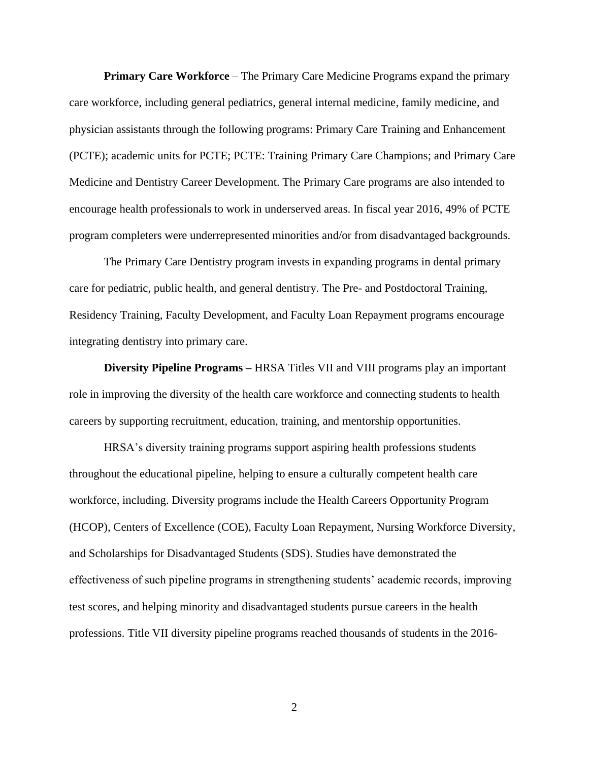**Primary Care Workforce** – The Primary Care Medicine Programs expand the primary care workforce, including general pediatrics, general internal medicine, family medicine, and physician assistants through the following programs: Primary Care Training and Enhancement (PCTE); academic units for PCTE; PCTE: Training Primary Care Champions; and Primary Care Medicine and Dentistry Career Development. The Primary Care programs are also intended to encourage health professionals to work in underserved areas. In fiscal year 2016, 49% of PCTE program completers were underrepresented minorities and/or from disadvantaged backgrounds.

The Primary Care Dentistry program invests in expanding programs in dental primary care for pediatric, public health, and general dentistry. The Pre- and Postdoctoral Training, Residency Training, Faculty Development, and Faculty Loan Repayment programs encourage integrating dentistry into primary care.

**Diversity Pipeline Programs –** HRSA Titles VII and VIII programs play an important role in improving the diversity of the health care workforce and connecting students to health careers by supporting recruitment, education, training, and mentorship opportunities.

HRSA's diversity training programs support aspiring health professions students throughout the educational pipeline, helping to ensure a culturally competent health care workforce, including. Diversity programs include the Health Careers Opportunity Program (HCOP), Centers of Excellence (COE), Faculty Loan Repayment, Nursing Workforce Diversity, and Scholarships for Disadvantaged Students (SDS). Studies have demonstrated the effectiveness of such pipeline programs in strengthening students' academic records, improving test scores, and helping minority and disadvantaged students pursue careers in the health professions. Title VII diversity pipeline programs reached thousands of students in the 2016-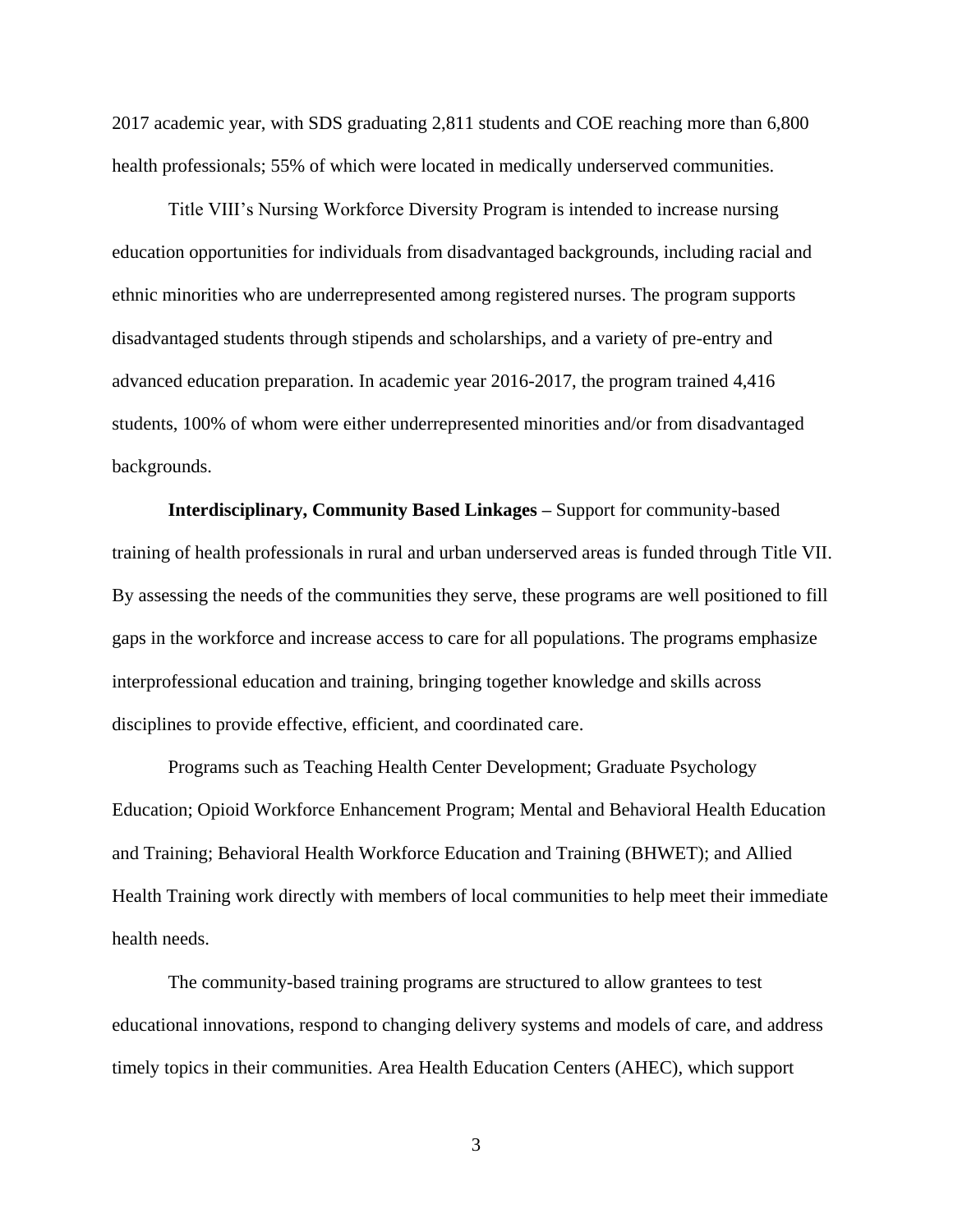2017 academic year, with SDS graduating 2,811 students and COE reaching more than 6,800 health professionals; 55% of which were located in medically underserved communities.

Title VIII's Nursing Workforce Diversity Program is intended to increase nursing education opportunities for individuals from disadvantaged backgrounds, including racial and ethnic minorities who are underrepresented among registered nurses. The program supports disadvantaged students through stipends and scholarships, and a variety of pre-entry and advanced education preparation. In academic year 2016-2017, the program trained 4,416 students, 100% of whom were either underrepresented minorities and/or from disadvantaged backgrounds.

**Interdisciplinary, Community Based Linkages –** Support for community-based training of health professionals in rural and urban underserved areas is funded through Title VII. By assessing the needs of the communities they serve, these programs are well positioned to fill gaps in the workforce and increase access to care for all populations. The programs emphasize interprofessional education and training, bringing together knowledge and skills across disciplines to provide effective, efficient, and coordinated care.

Programs such as Teaching Health Center Development; Graduate Psychology Education; Opioid Workforce Enhancement Program; Mental and Behavioral Health Education and Training; Behavioral Health Workforce Education and Training (BHWET); and Allied Health Training work directly with members of local communities to help meet their immediate health needs.

The community-based training programs are structured to allow grantees to test educational innovations, respond to changing delivery systems and models of care, and address timely topics in their communities. Area Health Education Centers (AHEC), which support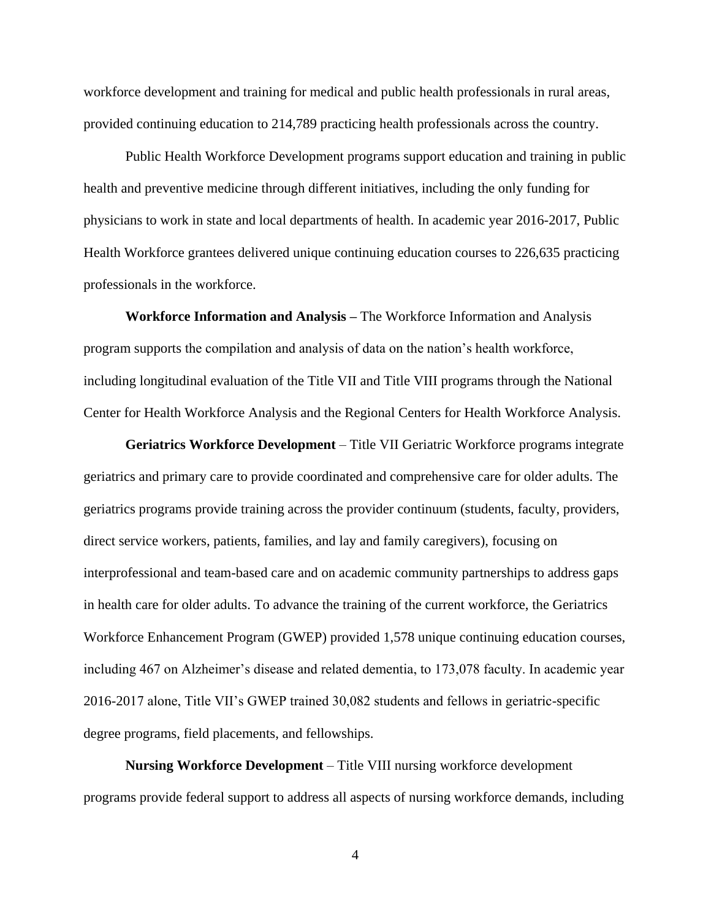workforce development and training for medical and public health professionals in rural areas, provided continuing education to 214,789 practicing health professionals across the country.

Public Health Workforce Development programs support education and training in public health and preventive medicine through different initiatives, including the only funding for physicians to work in state and local departments of health. In academic year 2016-2017, Public Health Workforce grantees delivered unique continuing education courses to 226,635 practicing professionals in the workforce.

**Workforce Information and Analysis –** The Workforce Information and Analysis program supports the compilation and analysis of data on the nation's health workforce, including longitudinal evaluation of the Title VII and Title VIII programs through the National Center for Health Workforce Analysis and the Regional Centers for Health Workforce Analysis.

**Geriatrics Workforce Development** – Title VII Geriatric Workforce programs integrate geriatrics and primary care to provide coordinated and comprehensive care for older adults. The geriatrics programs provide training across the provider continuum (students, faculty, providers, direct service workers, patients, families, and lay and family caregivers), focusing on interprofessional and team-based care and on academic community partnerships to address gaps in health care for older adults. To advance the training of the current workforce, the Geriatrics Workforce Enhancement Program (GWEP) provided 1,578 unique continuing education courses, including 467 on Alzheimer's disease and related dementia, to 173,078 faculty. In academic year 2016-2017 alone, Title VII's GWEP trained 30,082 students and fellows in geriatric-specific degree programs, field placements, and fellowships.

**Nursing Workforce Development** – Title VIII nursing workforce development programs provide federal support to address all aspects of nursing workforce demands, including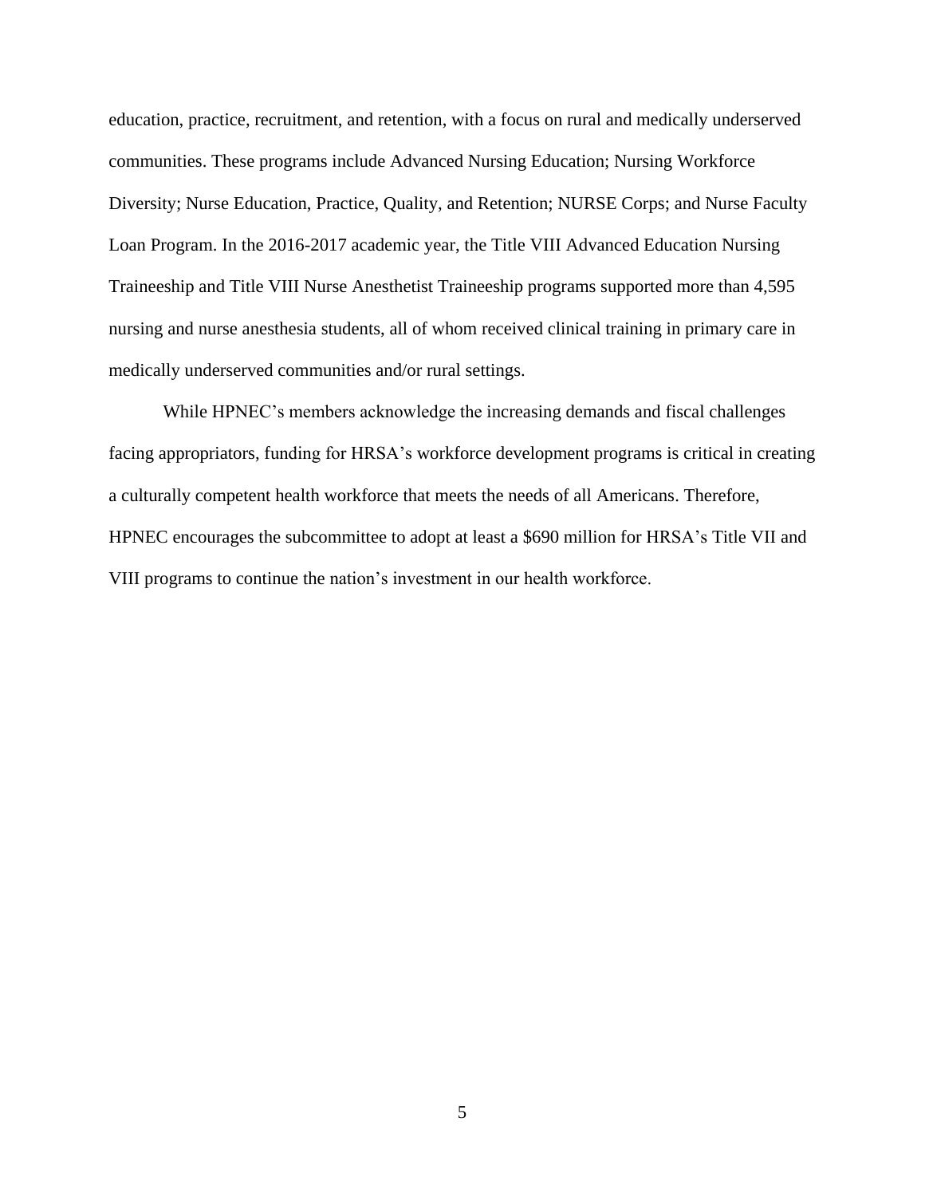education, practice, recruitment, and retention, with a focus on rural and medically underserved communities. These programs include Advanced Nursing Education; Nursing Workforce Diversity; Nurse Education, Practice, Quality, and Retention; NURSE Corps; and Nurse Faculty Loan Program. In the 2016-2017 academic year, the Title VIII Advanced Education Nursing Traineeship and Title VIII Nurse Anesthetist Traineeship programs supported more than 4,595 nursing and nurse anesthesia students, all of whom received clinical training in primary care in medically underserved communities and/or rural settings.

While HPNEC's members acknowledge the increasing demands and fiscal challenges facing appropriators, funding for HRSA's workforce development programs is critical in creating a culturally competent health workforce that meets the needs of all Americans. Therefore, HPNEC encourages the subcommittee to adopt at least a $690 million for HRSA's Title VII and VIII programs to continue the nation's investment in our health workforce.